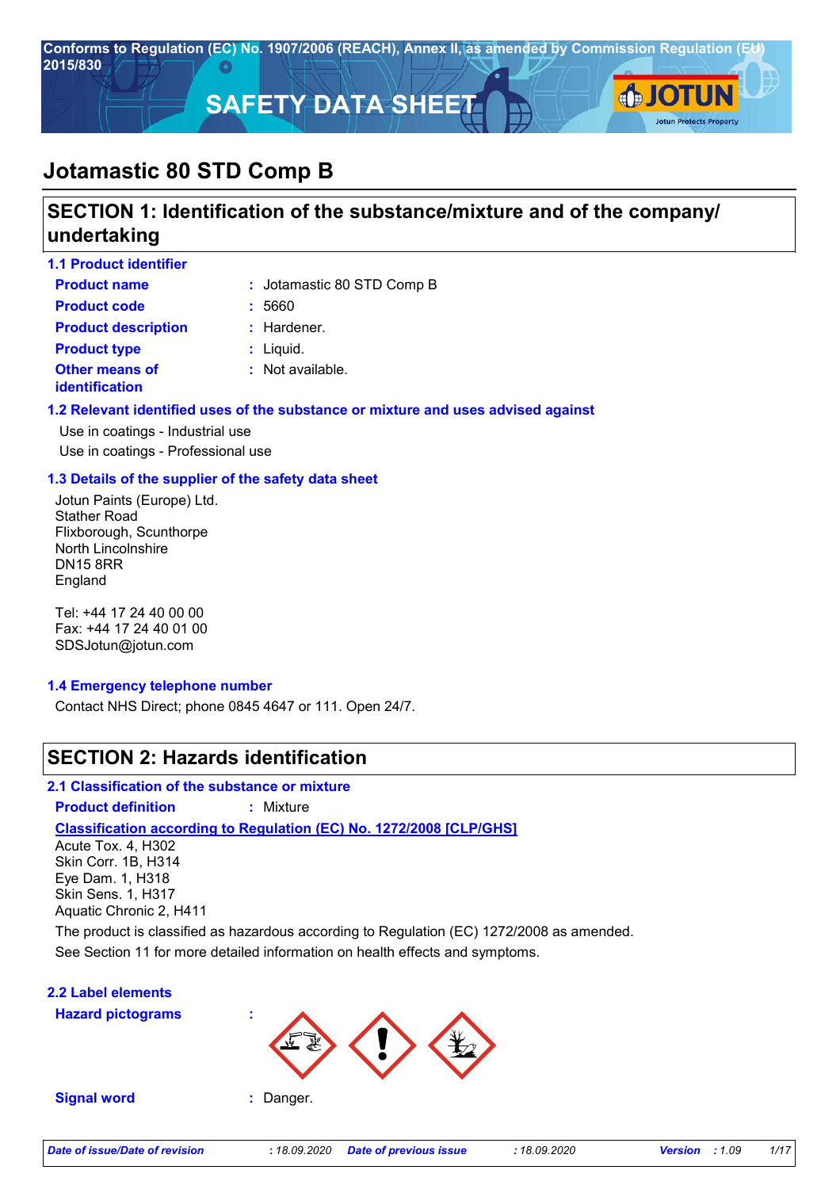Conforms to Regulation (EC) No. 1907/2006 (REACH), Annex II, as amended by Commission Regulation (EU) 2015/830

# SAFETY DATA SHEET

# Jotamastic 80 STD Comp B

## SECTION 1: Identification of the substance/mixture and of the company/undertaking

### 1.1 Product identifier

**Product name** : Jotamastic 80 STD Comp B

**Product code** : 5660

**Product description** : Hardener.

**Product type** : Liquid.

**Other means of identification** : Not available.

### 1.2 Relevant identified uses of the substance or mixture and uses advised against

Use in coatings - Industrial use
Use in coatings - Professional use

### 1.3 Details of the supplier of the safety data sheet

Jotun Paints (Europe) Ltd.
Stather Road
Flixborough, Scunthorpe
North Lincolnshire
DN15 8RR
England

Tel: +44 17 24 40 00 00
Fax: +44 17 24 40 01 00
SDSJotun@jotun.com

### 1.4 Emergency telephone number

Contact NHS Direct; phone 0845 4647 or 111. Open 24/7.

## SECTION 2: Hazards identification

### 2.1 Classification of the substance or mixture

**Product definition** : Mixture

**Classification according to Regulation (EC) No. 1272/2008 [CLP/GHS]**

Acute Tox. 4, H302
Skin Corr. 1B, H314
Eye Dam. 1, H318
Skin Sens. 1, H317
Aquatic Chronic 2, H411

The product is classified as hazardous according to Regulation (EC) 1272/2008 as amended.

See Section 11 for more detailed information on health effects and symptoms.

### 2.2 Label elements

**Hazard pictograms** :

**Signal word** : Danger.

*Date of issue/Date of revision* : 18.09.2020 *Date of previous issue* : 18.09.2020 *Version* : 1.09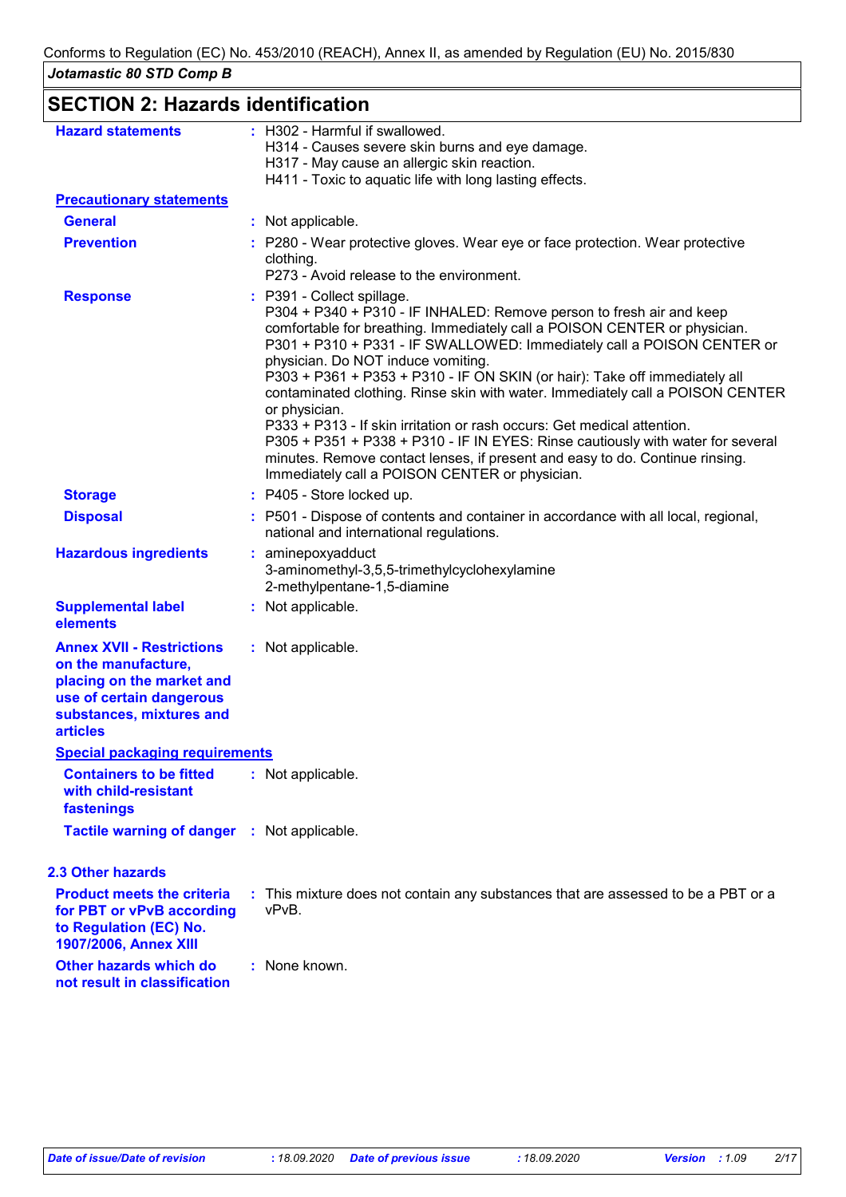Conforms to Regulation (EC) No. 453/2010 (REACH), Annex II, as amended by Regulation (EU) No. 2015/830

*Jotamastic 80 STD Comp B*

## SECTION 2: Hazards identification

**Hazard statements** : H302 - Harmful if swallowed.
H314 - Causes severe skin burns and eye damage.
H317 - May cause an allergic skin reaction.
H411 - Toxic to aquatic life with long lasting effects.

**Precautionary statements**

**General** : Not applicable.

**Prevention** : P280 - Wear protective gloves. Wear eye or face protection. Wear protective clothing.
P273 - Avoid release to the environment.

**Response** : P391 - Collect spillage.
P304 + P340 + P310 - IF INHALED: Remove person to fresh air and keep comfortable for breathing. Immediately call a POISON CENTER or physician.
P301 + P310 + P331 - IF SWALLOWED: Immediately call a POISON CENTER or physician. Do NOT induce vomiting.
P303 + P361 + P353 + P310 - IF ON SKIN (or hair): Take off immediately all contaminated clothing. Rinse skin with water. Immediately call a POISON CENTER or physician.
P333 + P313 - If skin irritation or rash occurs: Get medical attention.
P305 + P351 + P338 + P310 - IF IN EYES: Rinse cautiously with water for several minutes. Remove contact lenses, if present and easy to do. Continue rinsing. Immediately call a POISON CENTER or physician.

**Storage** : P405 - Store locked up.

**Disposal** : P501 - Dispose of contents and container in accordance with all local, regional, national and international regulations.

**Hazardous ingredients** : aminepoxyadduct
3-aminomethyl-3,5,5-trimethylcyclohexylamine
2-methylpentane-1,5-diamine

**Supplemental label elements** : Not applicable.

**Annex XVII - Restrictions on the manufacture, placing on the market and use of certain dangerous substances, mixtures and articles** : Not applicable.

**Special packaging requirements**

**Containers to be fitted with child-resistant fastenings** : Not applicable.

**Tactile warning of danger** : Not applicable.

### 2.3 Other hazards

**Product meets the criteria for PBT or vPvB according to Regulation (EC) No. 1907/2006, Annex XIII** : This mixture does not contain any substances that are assessed to be a PBT or a vPvB.

**Other hazards which do not result in classification** : None known.

*Date of issue/Date of revision* : 18.09.2020 *Date of previous issue* : 18.09.2020 *Version* : 1.09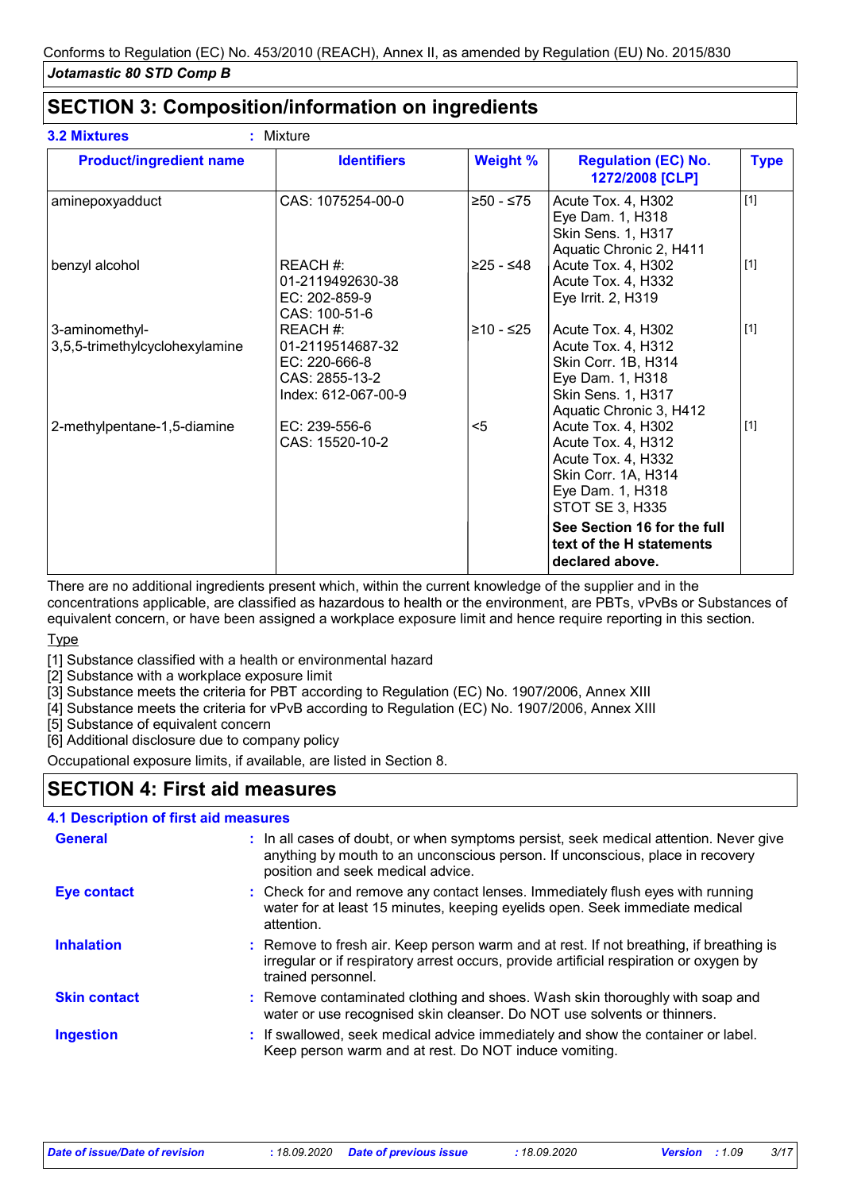## SECTION 3: Composition/information on ingredients

**3.2 Mixtures** : Mixture

| Product/ingredient name | Identifiers | Weight % | Regulation (EC) No. 1272/2008 [CLP] | Type |
|---|---|---|---|---|
| aminepoxyadduct | CAS: 1075254-00-0 | ≥50 - ≤75 | Acute Tox. 4, H302<br>Eye Dam. 1, H318<br>Skin Sens. 1, H317<br>Aquatic Chronic 2, H411 | [1] |
| benzyl alcohol | REACH #: 01-2119492630-38<br>EC: 202-859-9<br>CAS: 100-51-6 | ≥25 - ≤48 | Acute Tox. 4, H302<br>Acute Tox. 4, H332<br>Eye Irrit. 2, H319 | [1] |
| 3-aminomethyl-3,5,5-trimethylcyclohexylamine | REACH #: 01-2119514687-32<br>EC: 220-666-8<br>CAS: 2855-13-2<br>Index: 612-067-00-9 | ≥10 - ≤25 | Acute Tox. 4, H302<br>Acute Tox. 4, H312<br>Skin Corr. 1B, H314<br>Eye Dam. 1, H318<br>Skin Sens. 1, H317<br>Aquatic Chronic 3, H412 | [1] |
| 2-methylpentane-1,5-diamine | EC: 239-556-6<br>CAS: 15520-10-2 | <5 | Acute Tox. 4, H302<br>Acute Tox. 4, H312<br>Acute Tox. 4, H332<br>Skin Corr. 1A, H314<br>Eye Dam. 1, H318<br>STOT SE 3, H335 | [1] |
| | | | **See Section 16 for the full text of the H statements declared above.** | |

There are no additional ingredients present which, within the current knowledge of the supplier and in the concentrations applicable, are classified as hazardous to health or the environment, are PBTs, vPvBs or Substances of equivalent concern, or have been assigned a workplace exposure limit and hence require reporting in this section.

Type

[1] Substance classified with a health or environmental hazard
[2] Substance with a workplace exposure limit
[3] Substance meets the criteria for PBT according to Regulation (EC) No. 1907/2006, Annex XIII
[4] Substance meets the criteria for vPvB according to Regulation (EC) No. 1907/2006, Annex XIII
[5] Substance of equivalent concern
[6] Additional disclosure due to company policy

Occupational exposure limits, if available, are listed in Section 8.

## SECTION 4: First aid measures

### 4.1 Description of first aid measures

**General** : In all cases of doubt, or when symptoms persist, seek medical attention. Never give anything by mouth to an unconscious person. If unconscious, place in recovery position and seek medical advice.

**Eye contact** : Check for and remove any contact lenses. Immediately flush eyes with running water for at least 15 minutes, keeping eyelids open. Seek immediate medical attention.

**Inhalation** : Remove to fresh air. Keep person warm and at rest. If not breathing, if breathing is irregular or if respiratory arrest occurs, provide artificial respiration or oxygen by trained personnel.

**Skin contact** : Remove contaminated clothing and shoes. Wash skin thoroughly with soap and water or use recognised skin cleanser. Do NOT use solvents or thinners.

**Ingestion** : If swallowed, seek medical advice immediately and show the container or label. Keep person warm and at rest. Do NOT induce vomiting.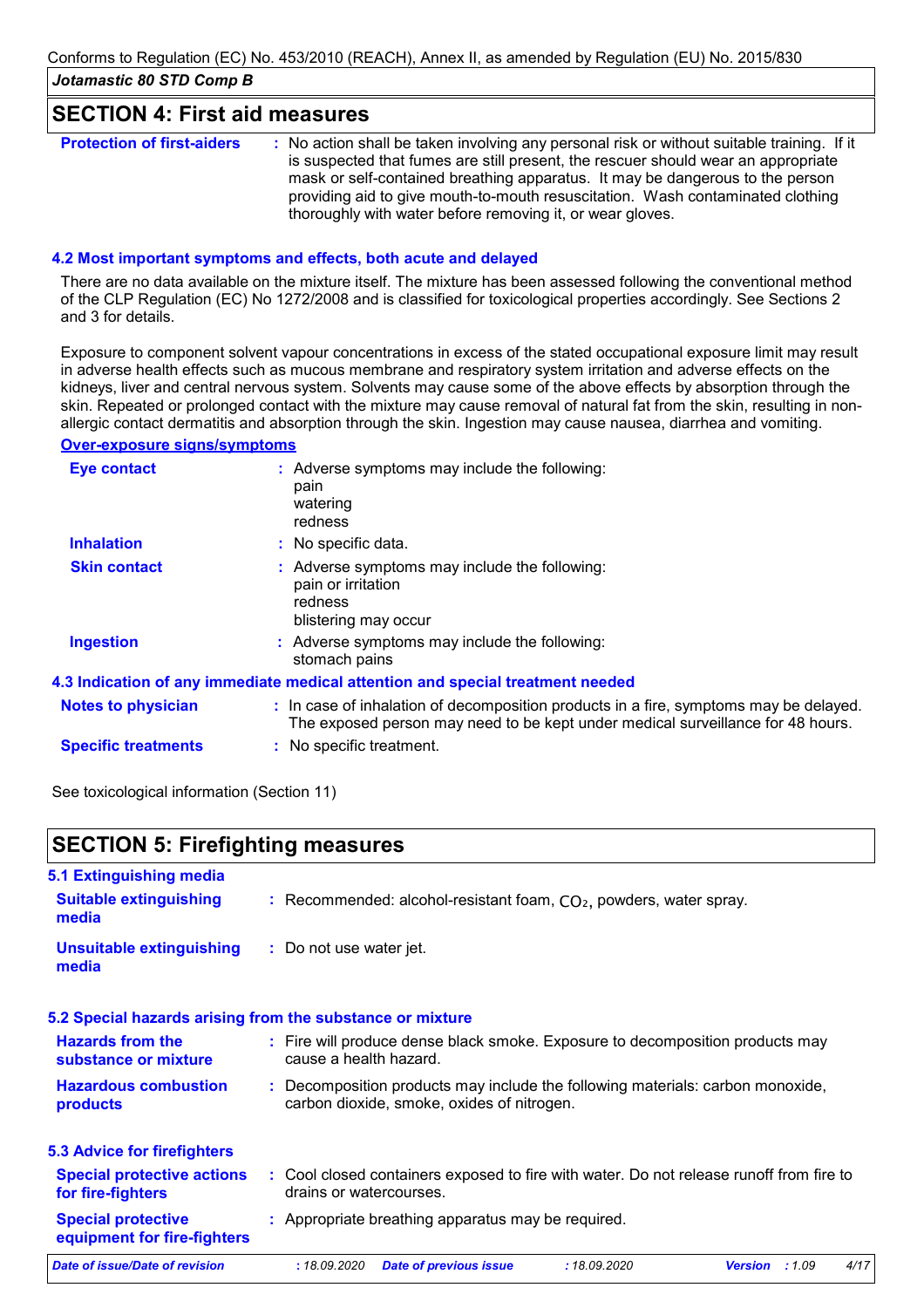## SECTION 4: First aid measures

**Protection of first-aiders** : No action shall be taken involving any personal risk or without suitable training. If it is suspected that fumes are still present, the rescuer should wear an appropriate mask or self-contained breathing apparatus. It may be dangerous to the person providing aid to give mouth-to-mouth resuscitation. Wash contaminated clothing thoroughly with water before removing it, or wear gloves.

### 4.2 Most important symptoms and effects, both acute and delayed

There are no data available on the mixture itself. The mixture has been assessed following the conventional method of the CLP Regulation (EC) No 1272/2008 and is classified for toxicological properties accordingly. See Sections 2 and 3 for details.

Exposure to component solvent vapour concentrations in excess of the stated occupational exposure limit may result in adverse health effects such as mucous membrane and respiratory system irritation and adverse effects on the kidneys, liver and central nervous system. Solvents may cause some of the above effects by absorption through the skin. Repeated or prolonged contact with the mixture may cause removal of natural fat from the skin, resulting in non-allergic contact dermatitis and absorption through the skin. Ingestion may cause nausea, diarrhea and vomiting.

**Over-exposure signs/symptoms**

**Eye contact** : Adverse symptoms may include the following:
pain
watering
redness

**Inhalation** : No specific data.

**Skin contact** : Adverse symptoms may include the following:
pain or irritation
redness
blistering may occur

**Ingestion** : Adverse symptoms may include the following:
stomach pains

### 4.3 Indication of any immediate medical attention and special treatment needed

**Notes to physician** : In case of inhalation of decomposition products in a fire, symptoms may be delayed. The exposed person may need to be kept under medical surveillance for 48 hours.

**Specific treatments** : No specific treatment.

See toxicological information (Section 11)

## SECTION 5: Firefighting measures

### 5.1 Extinguishing media

**Suitable extinguishing media** : Recommended: alcohol-resistant foam, $CO_2$, powders, water spray.

**Unsuitable extinguishing media** : Do not use water jet.

### 5.2 Special hazards arising from the substance or mixture

**Hazards from the substance or mixture** : Fire will produce dense black smoke. Exposure to decomposition products may cause a health hazard.

**Hazardous combustion products** : Decomposition products may include the following materials: carbon monoxide, carbon dioxide, smoke, oxides of nitrogen.

### 5.3 Advice for firefighters

**Special protective actions for fire-fighters** : Cool closed containers exposed to fire with water. Do not release runoff from fire to drains or watercourses.

**Special protective equipment for fire-fighters** : Appropriate breathing apparatus may be required.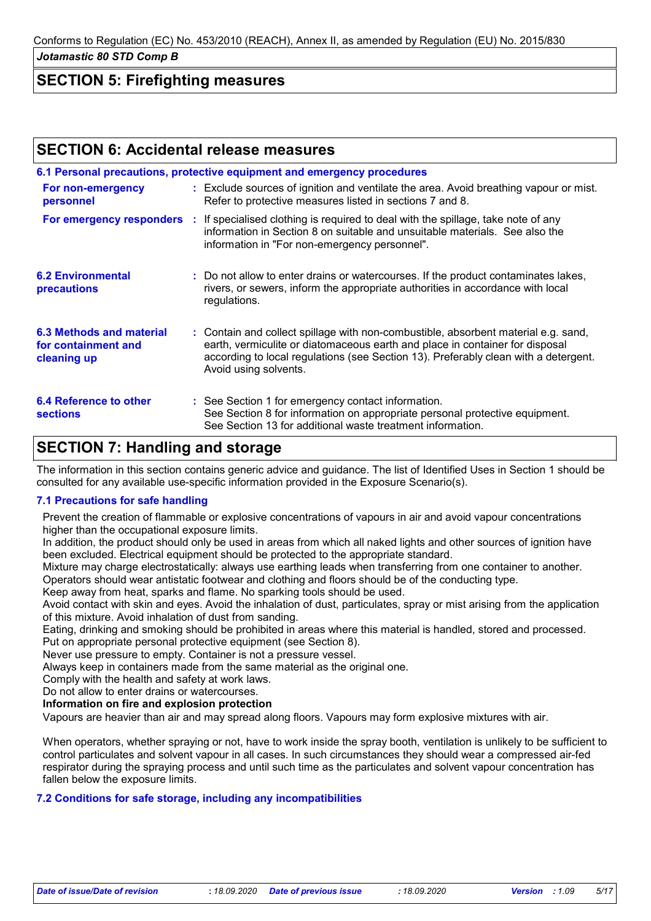## SECTION 5: Firefighting measures

## SECTION 6: Accidental release measures

### 6.1 Personal precautions, protective equipment and emergency procedures

**For non-emergency personnel** : Exclude sources of ignition and ventilate the area. Avoid breathing vapour or mist. Refer to protective measures listed in sections 7 and 8.

**For emergency responders** : If specialised clothing is required to deal with the spillage, take note of any information in Section 8 on suitable and unsuitable materials. See also the information in "For non-emergency personnel".

**6.2 Environmental precautions** : Do not allow to enter drains or watercourses. If the product contaminates lakes, rivers, or sewers, inform the appropriate authorities in accordance with local regulations.

**6.3 Methods and material for containment and cleaning up** : Contain and collect spillage with non-combustible, absorbent material e.g. sand, earth, vermiculite or diatomaceous earth and place in container for disposal according to local regulations (see Section 13). Preferably clean with a detergent. Avoid using solvents.

**6.4 Reference to other sections** : See Section 1 for emergency contact information.
See Section 8 for information on appropriate personal protective equipment.
See Section 13 for additional waste treatment information.

## SECTION 7: Handling and storage

The information in this section contains generic advice and guidance. The list of Identified Uses in Section 1 should be consulted for any available use-specific information provided in the Exposure Scenario(s).

### 7.1 Precautions for safe handling

Prevent the creation of flammable or explosive concentrations of vapours in air and avoid vapour concentrations higher than the occupational exposure limits.
In addition, the product should only be used in areas from which all naked lights and other sources of ignition have been excluded. Electrical equipment should be protected to the appropriate standard.
Mixture may charge electrostatically: always use earthing leads when transferring from one container to another. Operators should wear antistatic footwear and clothing and floors should be of the conducting type.
Keep away from heat, sparks and flame. No sparking tools should be used.
Avoid contact with skin and eyes. Avoid the inhalation of dust, particulates, spray or mist arising from the application of this mixture. Avoid inhalation of dust from sanding.
Eating, drinking and smoking should be prohibited in areas where this material is handled, stored and processed.
Put on appropriate personal protective equipment (see Section 8).
Never use pressure to empty. Container is not a pressure vessel.
Always keep in containers made from the same material as the original one.
Comply with the health and safety at work laws.
Do not allow to enter drains or watercourses.

**Information on fire and explosion protection**

Vapours are heavier than air and may spread along floors. Vapours may form explosive mixtures with air.

When operators, whether spraying or not, have to work inside the spray booth, ventilation is unlikely to be sufficient to control particulates and solvent vapour in all cases. In such circumstances they should wear a compressed air-fed respirator during the spraying process and until such time as the particulates and solvent vapour concentration has fallen below the exposure limits.

### 7.2 Conditions for safe storage, including any incompatibilities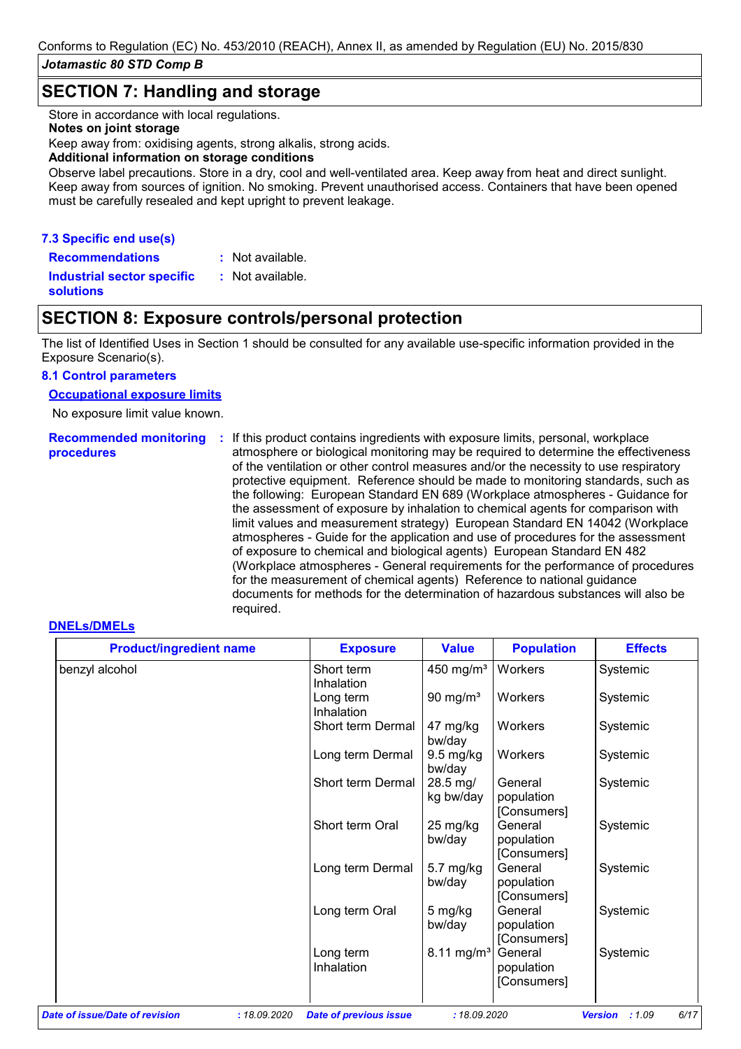## SECTION 7: Handling and storage

Store in accordance with local regulations.

**Notes on joint storage**

Keep away from: oxidising agents, strong alkalis, strong acids.

**Additional information on storage conditions**

Observe label precautions. Store in a dry, cool and well-ventilated area. Keep away from heat and direct sunlight. Keep away from sources of ignition. No smoking. Prevent unauthorised access. Containers that have been opened must be carefully resealed and kept upright to prevent leakage.

### 7.3 Specific end use(s)

**Recommendations** : Not available.

**Industrial sector specific solutions** : Not available.

## SECTION 8: Exposure controls/personal protection

The list of Identified Uses in Section 1 should be consulted for any available use-specific information provided in the Exposure Scenario(s).

### 8.1 Control parameters

**Occupational exposure limits**

No exposure limit value known.

**Recommended monitoring procedures** : If this product contains ingredients with exposure limits, personal, workplace atmosphere or biological monitoring may be required to determine the effectiveness of the ventilation or other control measures and/or the necessity to use respiratory protective equipment. Reference should be made to monitoring standards, such as the following: European Standard EN 689 (Workplace atmospheres - Guidance for the assessment of exposure by inhalation to chemical agents for comparison with limit values and measurement strategy) European Standard EN 14042 (Workplace atmospheres - Guide for the application and use of procedures for the assessment of exposure to chemical and biological agents) European Standard EN 482 (Workplace atmospheres - General requirements for the performance of procedures for the measurement of chemical agents) Reference to national guidance documents for methods for the determination of hazardous substances will also be required.

**DNELs/DMELs**

| Product/ingredient name | Exposure | Value | Population | Effects |
|---|---|---|---|---|
| benzyl alcohol | Short term Inhalation | 450 mg/m³ | Workers | Systemic |
| | Long term Inhalation | 90 mg/m³ | Workers | Systemic |
| | Short term Dermal | 47 mg/kg bw/day | Workers | Systemic |
| | Long term Dermal | 9.5 mg/kg bw/day | Workers | Systemic |
| | Short term Dermal | 28.5 mg/kg bw/day | General population [Consumers] | Systemic |
| | Short term Oral | 25 mg/kg bw/day | General population [Consumers] | Systemic |
| | Long term Dermal | 5.7 mg/kg bw/day | General population [Consumers] | Systemic |
| | Long term Oral | 5 mg/kg bw/day | General population [Consumers] | Systemic |
| | Long term Inhalation | 8.11 mg/m³ | General population [Consumers] | Systemic |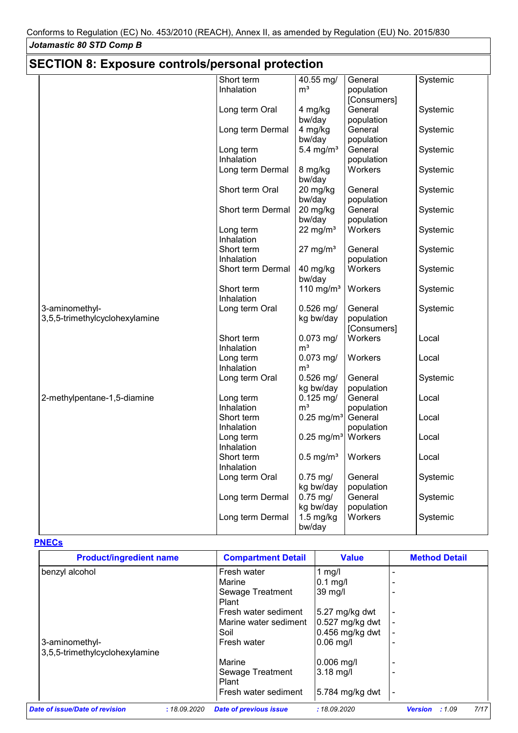Conforms to Regulation (EC) No. 453/2010 (REACH), Annex II, as amended by Regulation (EU) No. 2015/830

*Jotamastic 80 STD Comp B*

## SECTION 8: Exposure controls/personal protection

| | | | | |
|---|---|---|---|---|
| | Short term Inhalation | 40.55 mg/m³ | General population [Consumers] | Systemic |
| | Long term Oral | 4 mg/kg bw/day | General population | Systemic |
| | Long term Dermal | 4 mg/kg bw/day | General population | Systemic |
| | Long term Inhalation | 5.4 mg/m³ | General population | Systemic |
| | Long term Dermal | 8 mg/kg bw/day | Workers | Systemic |
| | Short term Oral | 20 mg/kg bw/day | General population | Systemic |
| | Short term Dermal | 20 mg/kg bw/day | General population | Systemic |
| | Long term Inhalation | 22 mg/m³ | Workers | Systemic |
| | Short term Inhalation | 27 mg/m³ | General population | Systemic |
| | Short term Dermal | 40 mg/kg bw/day | Workers | Systemic |
| | Short term Inhalation | 110 mg/m³ | Workers | Systemic |
| 3-aminomethyl-3,5,5-trimethylcyclohexylamine | Long term Oral | 0.526 mg/kg bw/day | General population [Consumers] | Systemic |
| | Short term Inhalation | 0.073 mg/m³ | Workers | Local |
| | Long term Inhalation | 0.073 mg/m³ | Workers | Local |
| | Long term Oral | 0.526 mg/kg bw/day | General population | Systemic |
| 2-methylpentane-1,5-diamine | Long term Inhalation | 0.125 mg/m³ | General population | Local |
| | Short term Inhalation | 0.25 mg/m³ | General population | Local |
| | Long term Inhalation | 0.25 mg/m³ | Workers | Local |
| | Short term Inhalation | 0.5 mg/m³ | Workers | Local |
| | Long term Oral | 0.75 mg/kg bw/day | General population | Systemic |
| | Long term Dermal | 0.75 mg/kg bw/day | General population | Systemic |
| | Long term Dermal | 1.5 mg/kg bw/day | Workers | Systemic |

**PNECs**

| Product/ingredient name | Compartment Detail | Value | Method Detail |
|---|---|---|---|
| benzyl alcohol | Fresh water | 1 mg/l | - |
| | Marine | 0.1 mg/l | - |
| | Sewage Treatment Plant | 39 mg/l | - |
| | Fresh water sediment | 5.27 mg/kg dwt | - |
| | Marine water sediment | 0.527 mg/kg dwt | - |
| | Soil | 0.456 mg/kg dwt | - |
| 3-aminomethyl-3,5,5-trimethylcyclohexylamine | Fresh water | 0.06 mg/l | - |
| | Marine | 0.006 mg/l | - |
| | Sewage Treatment Plant | 3.18 mg/l | - |
| | Fresh water sediment | 5.784 mg/kg dwt | - |

*Date of issue/Date of revision* : 18.09.2020 *Date of previous issue* : 18.09.2020 *Version* : 1.09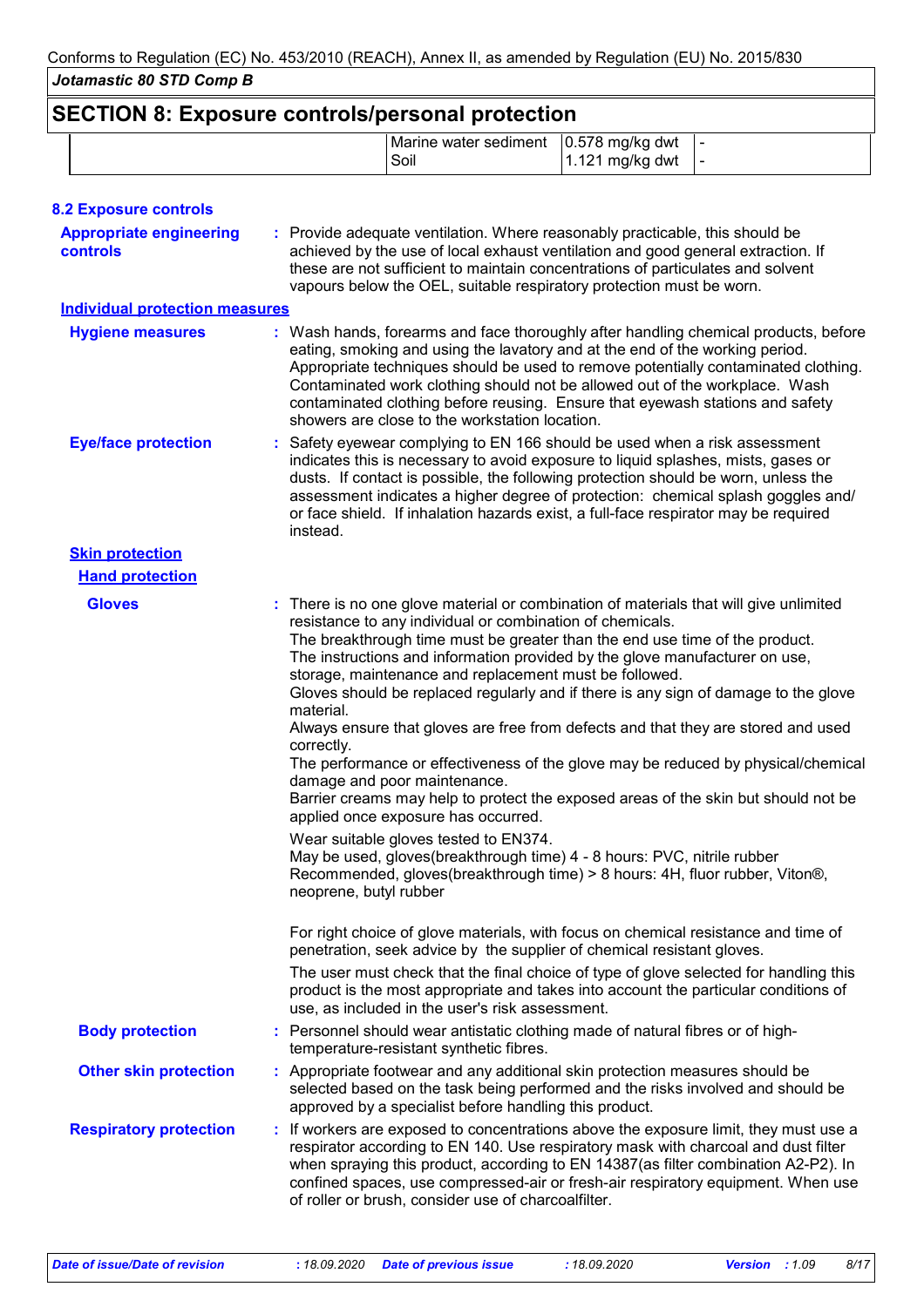## SECTION 8: Exposure controls/personal protection

| | | | |
|---|---|---|---|
| | Marine water sediment | 0.578 mg/kg dwt | - |
| | Soil | 1.121 mg/kg dwt | - |

### 8.2 Exposure controls

**Appropriate engineering controls** : Provide adequate ventilation. Where reasonably practicable, this should be achieved by the use of local exhaust ventilation and good general extraction. If these are not sufficient to maintain concentrations of particulates and solvent vapours below the OEL, suitable respiratory protection must be worn.

**Individual protection measures**

**Hygiene measures** : Wash hands, forearms and face thoroughly after handling chemical products, before eating, smoking and using the lavatory and at the end of the working period. Appropriate techniques should be used to remove potentially contaminated clothing. Contaminated work clothing should not be allowed out of the workplace. Wash contaminated clothing before reusing. Ensure that eyewash stations and safety showers are close to the workstation location.

**Eye/face protection** : Safety eyewear complying to EN 166 should be used when a risk assessment indicates this is necessary to avoid exposure to liquid splashes, mists, gases or dusts. If contact is possible, the following protection should be worn, unless the assessment indicates a higher degree of protection: chemical splash goggles and/ or face shield. If inhalation hazards exist, a full-face respirator may be required instead.

**Skin protection**

**Hand protection**

**Gloves** : There is no one glove material or combination of materials that will give unlimited resistance to any individual or combination of chemicals.
The breakthrough time must be greater than the end use time of the product.
The instructions and information provided by the glove manufacturer on use, storage, maintenance and replacement must be followed.
Gloves should be replaced regularly and if there is any sign of damage to the glove material.
Always ensure that gloves are free from defects and that they are stored and used correctly.
The performance or effectiveness of the glove may be reduced by physical/chemical damage and poor maintenance.
Barrier creams may help to protect the exposed areas of the skin but should not be applied once exposure has occurred.

Wear suitable gloves tested to EN374.
May be used, gloves(breakthrough time) 4 - 8 hours: PVC, nitrile rubber
Recommended, gloves(breakthrough time) > 8 hours: 4H, fluor rubber, Viton®, neoprene, butyl rubber

For right choice of glove materials, with focus on chemical resistance and time of penetration, seek advice by the supplier of chemical resistant gloves.

The user must check that the final choice of type of glove selected for handling this product is the most appropriate and takes into account the particular conditions of use, as included in the user's risk assessment.

**Body protection** : Personnel should wear antistatic clothing made of natural fibres or of high-temperature-resistant synthetic fibres.

**Other skin protection** : Appropriate footwear and any additional skin protection measures should be selected based on the task being performed and the risks involved and should be approved by a specialist before handling this product.

**Respiratory protection** : If workers are exposed to concentrations above the exposure limit, they must use a respirator according to EN 140. Use respiratory mask with charcoal and dust filter when spraying this product, according to EN 14387(as filter combination A2-P2). In confined spaces, use compressed-air or fresh-air respiratory equipment. When use of roller or brush, consider use of charcoalfilter.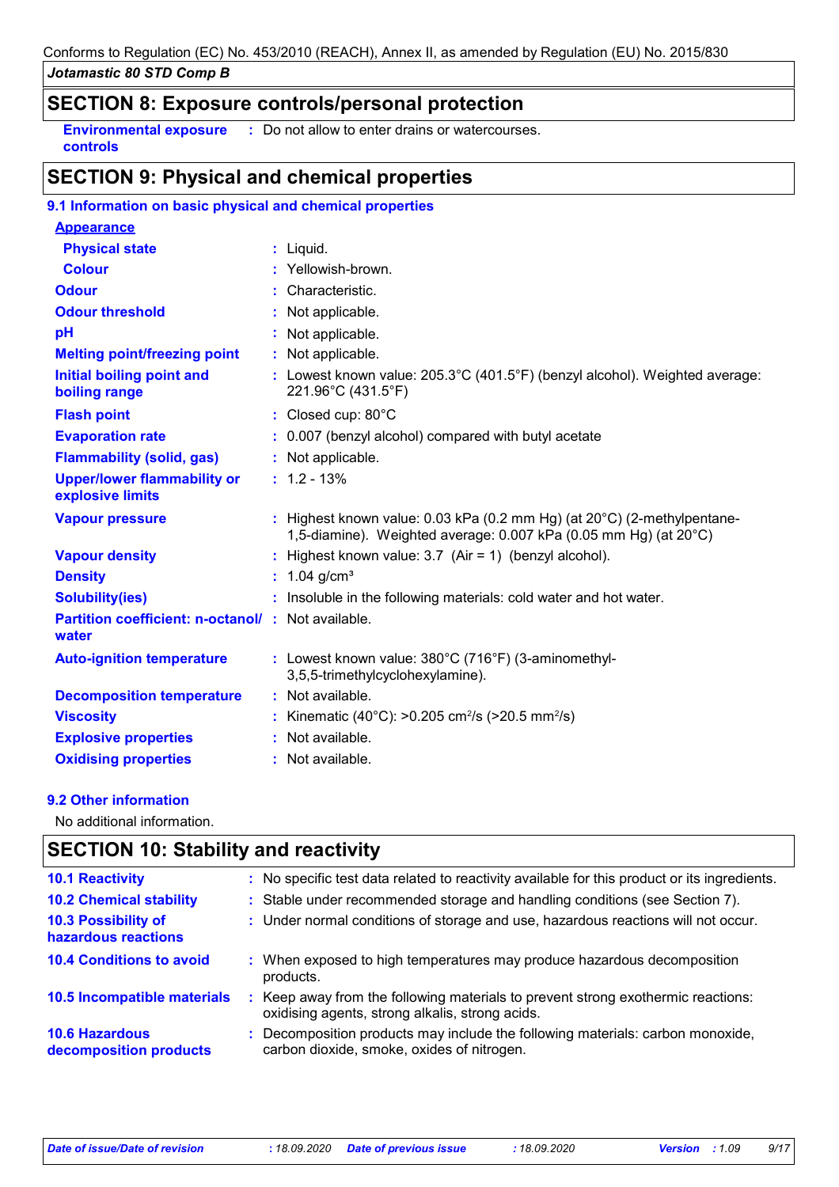## SECTION 8: Exposure controls/personal protection

| | |
|---|---|
| **Environmental exposure controls** | : Do not allow to enter drains or watercourses. |

## SECTION 9: Physical and chemical properties

### 9.1 Information on basic physical and chemical properties

| | |
|---|---|
| **Appearance** | |
| **Physical state** | : Liquid. |
| **Colour** | : Yellowish-brown. |
| **Odour** | : Characteristic. |
| **Odour threshold** | : Not applicable. |
| **pH** | : Not applicable. |
| **Melting point/freezing point** | : Not applicable. |
| **Initial boiling point and boiling range** | : Lowest known value: 205.3°C (401.5°F) (benzyl alcohol). Weighted average: 221.96°C (431.5°F) |
| **Flash point** | : Closed cup: 80°C |
| **Evaporation rate** | : 0.007 (benzyl alcohol) compared with butyl acetate |
| **Flammability (solid, gas)** | : Not applicable. |
| **Upper/lower flammability or explosive limits** | : 1.2 - 13% |
| **Vapour pressure** | : Highest known value: 0.03 kPa (0.2 mm Hg) (at 20°C) (2-methylpentane-1,5-diamine). Weighted average: 0.007 kPa (0.05 mm Hg) (at 20°C) |
| **Vapour density** | : Highest known value: 3.7 (Air = 1) (benzyl alcohol). |
| **Density** | : 1.04 g/cm³ |
| **Solubility(ies)** | : Insoluble in the following materials: cold water and hot water. |
| **Partition coefficient: n-octanol/water** | : Not available. |
| **Auto-ignition temperature** | : Lowest known value: 380°C (716°F) (3-aminomethyl-3,5,5-trimethylcyclohexylamine). |
| **Decomposition temperature** | : Not available. |
| **Viscosity** | : Kinematic (40°C): >0.205 $cm^2/s$ (>20.5 $mm^2/s$) |
| **Explosive properties** | : Not available. |
| **Oxidising properties** | : Not available. |

### 9.2 Other information

No additional information.

## SECTION 10: Stability and reactivity

| | |
|---|---|
| **10.1 Reactivity** | : No specific test data related to reactivity available for this product or its ingredients. |
| **10.2 Chemical stability** | : Stable under recommended storage and handling conditions (see Section 7). |
| **10.3 Possibility of hazardous reactions** | : Under normal conditions of storage and use, hazardous reactions will not occur. |
| **10.4 Conditions to avoid** | : When exposed to high temperatures may produce hazardous decomposition products. |
| **10.5 Incompatible materials** | : Keep away from the following materials to prevent strong exothermic reactions: oxidising agents, strong alkalis, strong acids. |
| **10.6 Hazardous decomposition products** | : Decomposition products may include the following materials: carbon monoxide, carbon dioxide, smoke, oxides of nitrogen. |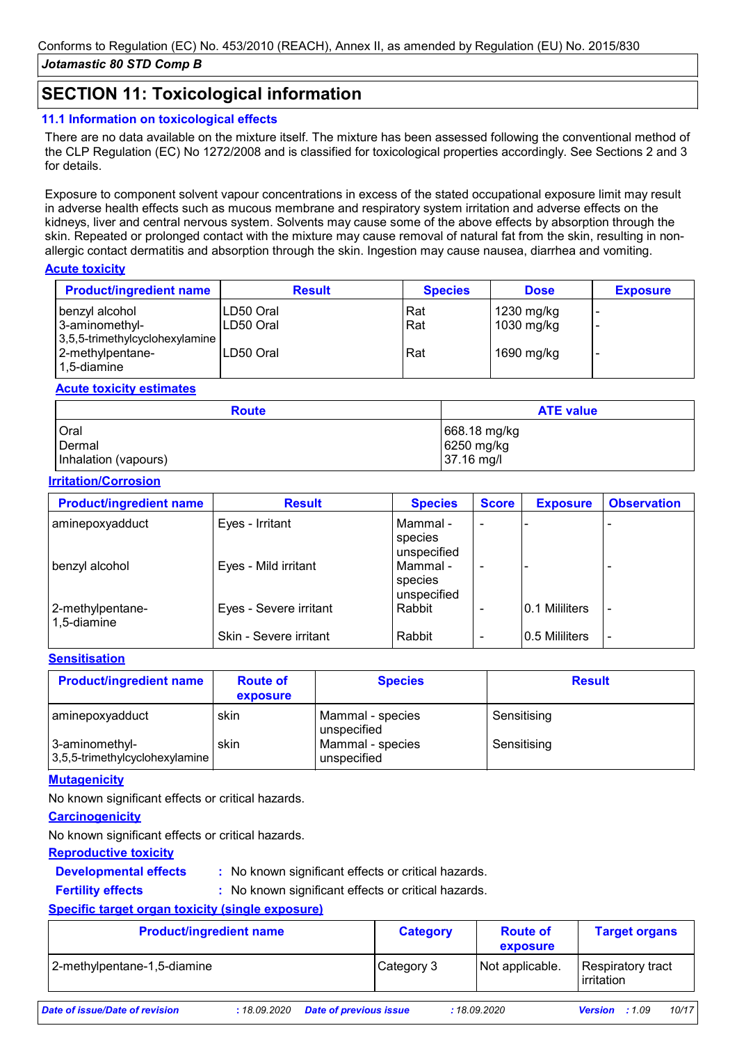## SECTION 11: Toxicological information

### 11.1 Information on toxicological effects

There are no data available on the mixture itself. The mixture has been assessed following the conventional method of the CLP Regulation (EC) No 1272/2008 and is classified for toxicological properties accordingly. See Sections 2 and 3 for details.

Exposure to component solvent vapour concentrations in excess of the stated occupational exposure limit may result in adverse health effects such as mucous membrane and respiratory system irritation and adverse effects on the kidneys, liver and central nervous system. Solvents may cause some of the above effects by absorption through the skin. Repeated or prolonged contact with the mixture may cause removal of natural fat from the skin, resulting in non-allergic contact dermatitis and absorption through the skin. Ingestion may cause nausea, diarrhea and vomiting.

**Acute toxicity**

| Product/ingredient name | Result | Species | Dose | Exposure |
|---|---|---|---|---|
| benzyl alcohol | LD50 Oral | Rat | 1230 mg/kg | - |
| 3-aminomethyl-3,5,5-trimethylcyclohexylamine | LD50 Oral | Rat | 1030 mg/kg | - |
| 2-methylpentane-1,5-diamine | LD50 Oral | Rat | 1690 mg/kg | - |

**Acute toxicity estimates**

| Route | ATE value |
|---|---|
| Oral | 668.18 mg/kg |
| Dermal | 6250 mg/kg |
| Inhalation (vapours) | 37.16 mg/l |

**Irritation/Corrosion**

| Product/ingredient name | Result | Species | Score | Exposure | Observation |
|---|---|---|---|---|---|
| aminepoxyadduct | Eyes - Irritant | Mammal - species unspecified | - | - | - |
| benzyl alcohol | Eyes - Mild irritant | Mammal - species unspecified | - | - | - |
| 2-methylpentane-1,5-diamine | Eyes - Severe irritant | Rabbit | - | 0.1 Mililiters | - |
| | Skin - Severe irritant | Rabbit | - | 0.5 Mililiters | - |

**Sensitisation**

| Product/ingredient name | Route of exposure | Species | Result |
|---|---|---|---|
| aminepoxyadduct | skin | Mammal - species unspecified | Sensitising |
| 3-aminomethyl-3,5,5-trimethylcyclohexylamine | skin | Mammal - species unspecified | Sensitising |

**Mutagenicity**

No known significant effects or critical hazards.

**Carcinogenicity**

No known significant effects or critical hazards.

**Reproductive toxicity**

**Developmental effects** : No known significant effects or critical hazards.

**Fertility effects** : No known significant effects or critical hazards.

**Specific target organ toxicity (single exposure)**

| Product/ingredient name | Category | Route of exposure | Target organs |
|---|---|---|---|
| 2-methylpentane-1,5-diamine | Category 3 | Not applicable. | Respiratory tract irritation |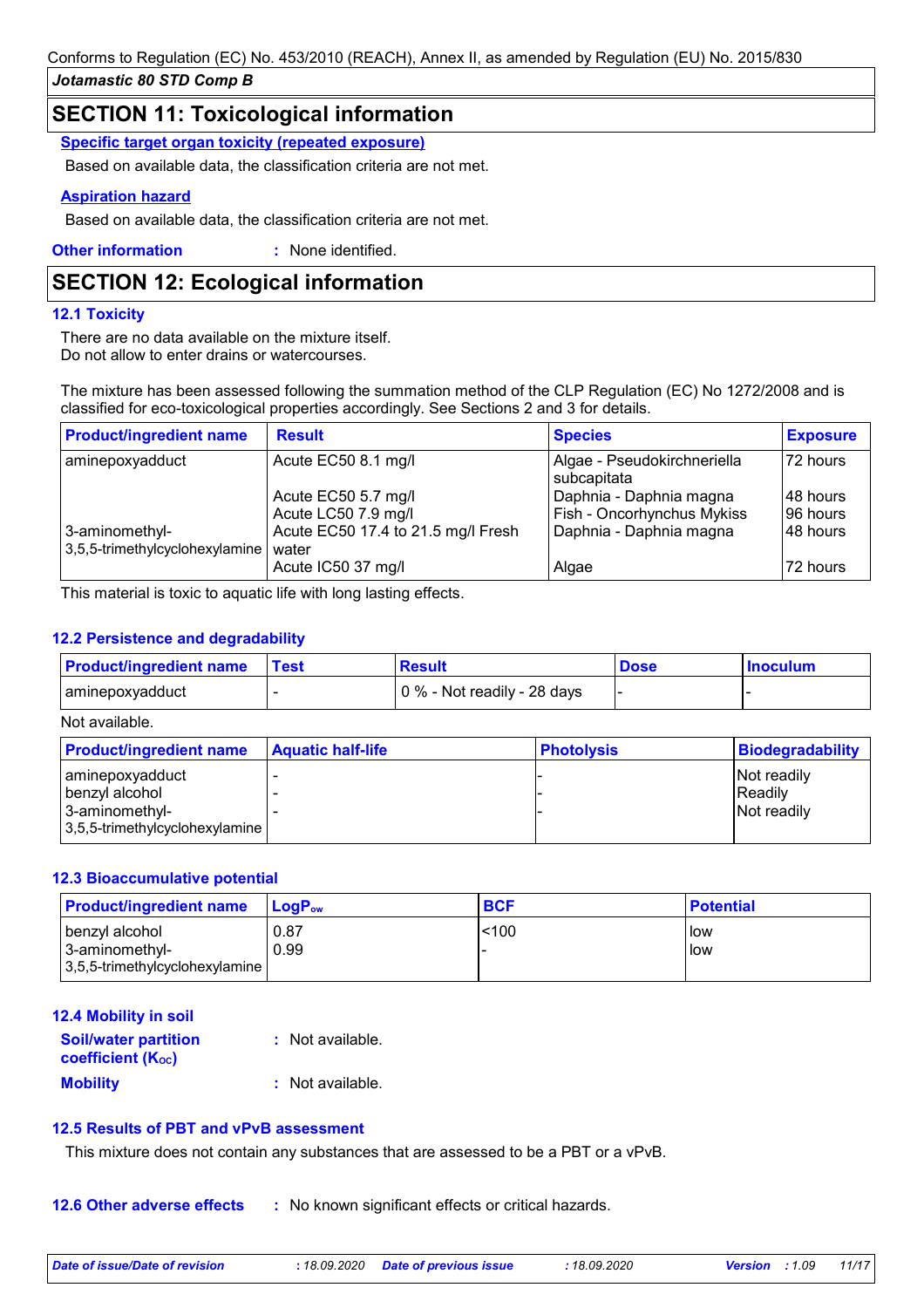## SECTION 11: Toxicological information

**Specific target organ toxicity (repeated exposure)**

Based on available data, the classification criteria are not met.

**Aspiration hazard**

Based on available data, the classification criteria are not met.

**Other information** : None identified.

## SECTION 12: Ecological information

### 12.1 Toxicity

There are no data available on the mixture itself.
Do not allow to enter drains or watercourses.

The mixture has been assessed following the summation method of the CLP Regulation (EC) No 1272/2008 and is classified for eco-toxicological properties accordingly. See Sections 2 and 3 for details.

| Product/ingredient name | Result | Species | Exposure |
|---|---|---|---|
| aminepoxyadduct | Acute EC50 8.1 mg/l | Algae - Pseudokirchneriella subcapitata | 72 hours |
| | Acute EC50 5.7 mg/l | Daphnia - Daphnia magna | 48 hours |
| | Acute LC50 7.9 mg/l | Fish - Oncorhynchus Mykiss | 96 hours |
| 3-aminomethyl-3,5,5-trimethylcyclohexylamine | Acute EC50 17.4 to 21.5 mg/l Fresh water | Daphnia - Daphnia magna | 48 hours |
| | Acute IC50 37 mg/l | Algae | 72 hours |

This material is toxic to aquatic life with long lasting effects.

### 12.2 Persistence and degradability

| Product/ingredient name | Test | Result | Dose | Inoculum |
|---|---|---|---|---|
| aminepoxyadduct | - | 0 % - Not readily - 28 days | - | - |

Not available.

| Product/ingredient name | Aquatic half-life | Photolysis | Biodegradability |
|---|---|---|---|
| aminepoxyadduct | - | - | Not readily |
| benzyl alcohol | - | - | Readily |
| 3-aminomethyl-3,5,5-trimethylcyclohexylamine | - | - | Not readily |

### 12.3 Bioaccumulative potential

| Product/ingredient name | $LogP_{ow}$ | BCF | Potential |
|---|---|---|---|
| benzyl alcohol | 0.87 | <100 | low |
| 3-aminomethyl-3,5,5-trimethylcyclohexylamine | 0.99 | - | low |

### 12.4 Mobility in soil

**Soil/water partition coefficient ($K_{OC}$)** : Not available.

**Mobility** : Not available.

### 12.5 Results of PBT and vPvB assessment

This mixture does not contain any substances that are assessed to be a PBT or a vPvB.

**12.6 Other adverse effects** : No known significant effects or critical hazards.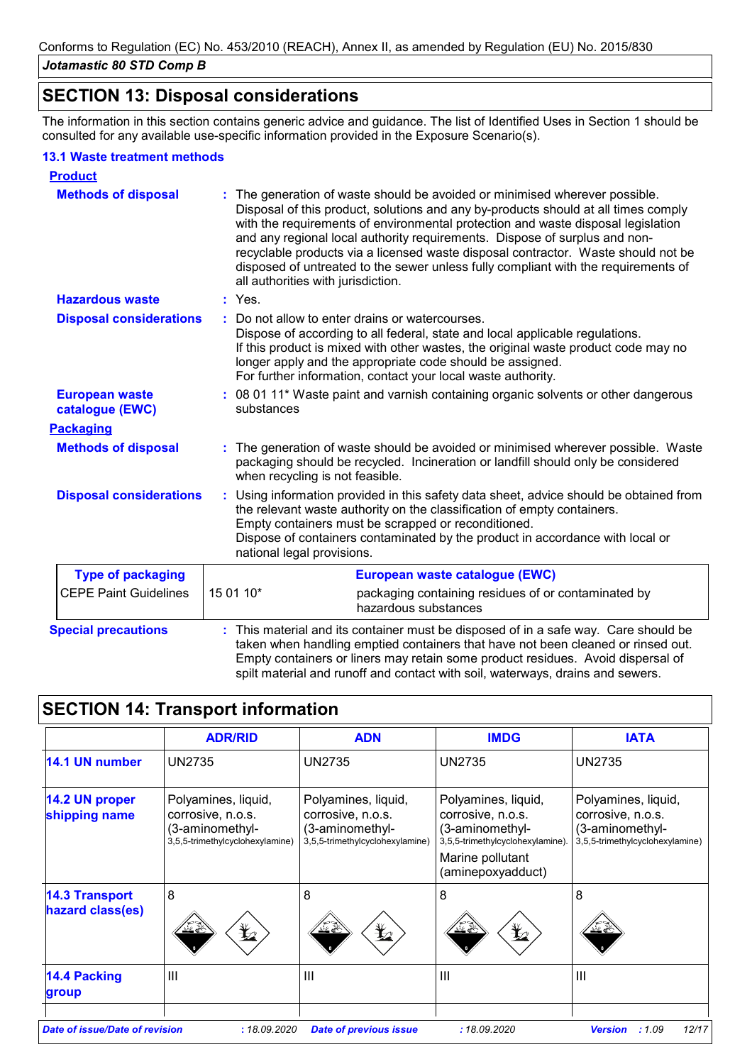Conforms to Regulation (EC) No. 453/2010 (REACH), Annex II, as amended by Regulation (EU) No. 2015/830

*Jotamastic 80 STD Comp B*

## SECTION 13: Disposal considerations

The information in this section contains generic advice and guidance. The list of Identified Uses in Section 1 should be consulted for any available use-specific information provided in the Exposure Scenario(s).

### 13.1 Waste treatment methods

**Product**

**Methods of disposal** : The generation of waste should be avoided or minimised wherever possible. Disposal of this product, solutions and any by-products should at all times comply with the requirements of environmental protection and waste disposal legislation and any regional local authority requirements. Dispose of surplus and non-recyclable products via a licensed waste disposal contractor. Waste should not be disposed of untreated to the sewer unless fully compliant with the requirements of all authorities with jurisdiction.

**Hazardous waste** : Yes.

**Disposal considerations** : Do not allow to enter drains or watercourses.
Dispose of according to all federal, state and local applicable regulations.
If this product is mixed with other wastes, the original waste product code may no longer apply and the appropriate code should be assigned.
For further information, contact your local waste authority.

**European waste catalogue (EWC)** : 08 01 11* Waste paint and varnish containing organic solvents or other dangerous substances

**Packaging**

**Methods of disposal** : The generation of waste should be avoided or minimised wherever possible. Waste packaging should be recycled. Incineration or landfill should only be considered when recycling is not feasible.

**Disposal considerations** : Using information provided in this safety data sheet, advice should be obtained from the relevant waste authority on the classification of empty containers.
Empty containers must be scrapped or reconditioned.
Dispose of containers contaminated by the product in accordance with local or national legal provisions.

| Type of packaging | European waste catalogue (EWC) | |
|---|---|---|
| CEPE Paint Guidelines | 15 01 10* | packaging containing residues of or contaminated by hazardous substances |

**Special precautions** : This material and its container must be disposed of in a safe way. Care should be taken when handling emptied containers that have not been cleaned or rinsed out. Empty containers or liners may retain some product residues. Avoid dispersal of spilt material and runoff and contact with soil, waterways, drains and sewers.

## SECTION 14: Transport information

| | ADR/RID | ADN | IMDG | IATA |
|---|---|---|---|---|
| **14.1 UN number** | UN2735 | UN2735 | UN2735 | UN2735 |
| **14.2 UN proper shipping name** | Polyamines, liquid, corrosive, n.o.s. (3-aminomethyl-3,5,5-trimethylcyclohexylamine) | Polyamines, liquid, corrosive, n.o.s. (3-aminomethyl-3,5,5-trimethylcyclohexylamine) | Polyamines, liquid, corrosive, n.o.s. (3-aminomethyl-3,5,5-trimethylcyclohexylamine). Marine pollutant (aminepoxyadduct) | Polyamines, liquid, corrosive, n.o.s. (3-aminomethyl-3,5,5-trimethylcyclohexylamine) |
| **14.3 Transport hazard class(es)** | 8 | 8 | 8 | 8 |
| **14.4 Packing group** | III | III | III | III |

*Date of issue/Date of revision* : 18.09.2020 *Date of previous issue* : 18.09.2020 *Version* : 1.09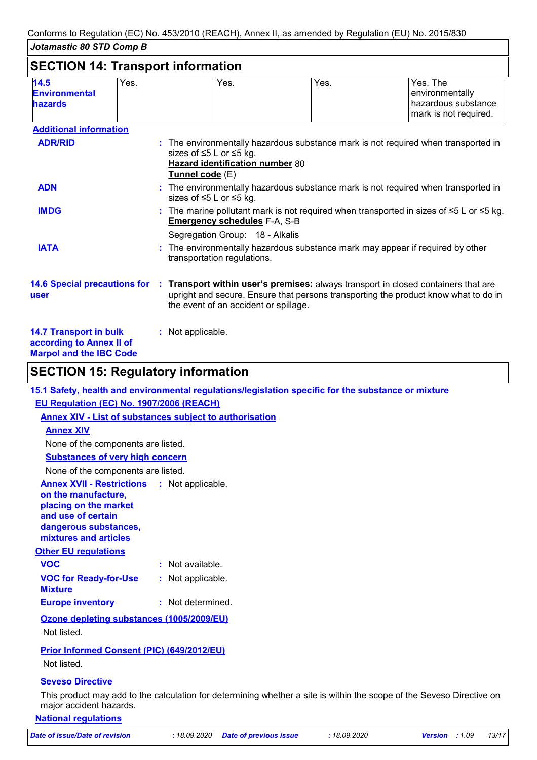Conforms to Regulation (EC) No. 453/2010 (REACH), Annex II, as amended by Regulation (EU) No. 2015/830

*Jotamastic 80 STD Comp B*

## SECTION 14: Transport information

| **14.5 Environmental hazards** | Yes. | Yes. | Yes. | Yes. The environmentally hazardous substance mark is not required. |
|---|---|---|---|---|

**Additional information**

**ADR/RID** : The environmentally hazardous substance mark is not required when transported in sizes of ≤5 L or ≤5 kg.
**Hazard identification number** 80
**Tunnel code** (E)

**ADN** : The environmentally hazardous substance mark is not required when transported in sizes of ≤5 L or ≤5 kg.

**IMDG** : The marine pollutant mark is not required when transported in sizes of ≤5 L or ≤5 kg.
**Emergency schedules** F-A, S-B
Segregation Group: 18 - Alkalis

**IATA** : The environmentally hazardous substance mark may appear if required by other transportation regulations.

**14.6 Special precautions for user** : **Transport within user's premises:** always transport in closed containers that are upright and secure. Ensure that persons transporting the product know what to do in the event of an accident or spillage.

**14.7 Transport in bulk according to Annex II of Marpol and the IBC Code** : Not applicable.

## SECTION 15: Regulatory information

**15.1 Safety, health and environmental regulations/legislation specific for the substance or mixture**

**EU Regulation (EC) No. 1907/2006 (REACH)**

**Annex XIV - List of substances subject to authorisation**

**Annex XIV**

None of the components are listed.

**Substances of very high concern**

None of the components are listed.

**Annex XVII - Restrictions on the manufacture, placing on the market and use of certain dangerous substances, mixtures and articles** : Not applicable.

**Other EU regulations**

**VOC** : Not available.

**VOC for Ready-for-Use Mixture** : Not applicable.

**Europe inventory** : Not determined.

**Ozone depleting substances (1005/2009/EU)**

Not listed.

**Prior Informed Consent (PIC) (649/2012/EU)**

Not listed.

**Seveso Directive**

This product may add to the calculation for determining whether a site is within the scope of the Seveso Directive on major accident hazards.

**National regulations**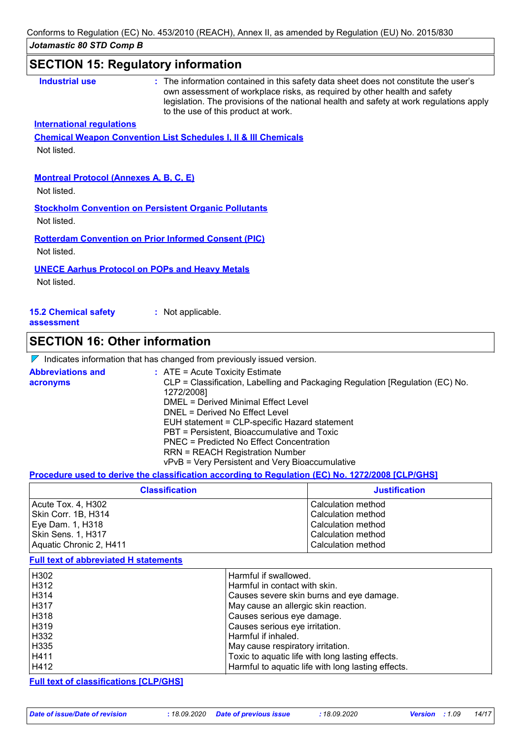## SECTION 15: Regulatory information

**Industrial use** : The information contained in this safety data sheet does not constitute the user's own assessment of workplace risks, as required by other health and safety legislation. The provisions of the national health and safety at work regulations apply to the use of this product at work.

**International regulations**

**Chemical Weapon Convention List Schedules I, II & III Chemicals**

Not listed.

**Montreal Protocol (Annexes A, B, C, E)**

Not listed.

**Stockholm Convention on Persistent Organic Pollutants**

Not listed.

**Rotterdam Convention on Prior Informed Consent (PIC)**

Not listed.

**UNECE Aarhus Protocol on POPs and Heavy Metals**

Not listed.

**15.2 Chemical safety assessment** : Not applicable.

## SECTION 16: Other information

Indicates information that has changed from previously issued version.

**Abbreviations and acronyms** :
ATE = Acute Toxicity Estimate
CLP = Classification, Labelling and Packaging Regulation [Regulation (EC) No. 1272/2008]
DMEL = Derived Minimal Effect Level
DNEL = Derived No Effect Level
EUH statement = CLP-specific Hazard statement
PBT = Persistent, Bioaccumulative and Toxic
PNEC = Predicted No Effect Concentration
RRN = REACH Registration Number
vPvB = Very Persistent and Very Bioaccumulative

**Procedure used to derive the classification according to Regulation (EC) No. 1272/2008 [CLP/GHS]**

| Classification | Justification |
|---|---|
| Acute Tox. 4, H302 | Calculation method |
| Skin Corr. 1B, H314 | Calculation method |
| Eye Dam. 1, H318 | Calculation method |
| Skin Sens. 1, H317 | Calculation method |
| Aquatic Chronic 2, H411 | Calculation method |

**Full text of abbreviated H statements**

| | |
|---|---|
| H302 | Harmful if swallowed. |
| H312 | Harmful in contact with skin. |
| H314 | Causes severe skin burns and eye damage. |
| H317 | May cause an allergic skin reaction. |
| H318 | Causes serious eye damage. |
| H319 | Causes serious eye irritation. |
| H332 | Harmful if inhaled. |
| H335 | May cause respiratory irritation. |
| H411 | Toxic to aquatic life with long lasting effects. |
| H412 | Harmful to aquatic life with long lasting effects. |

**Full text of classifications [CLP/GHS]**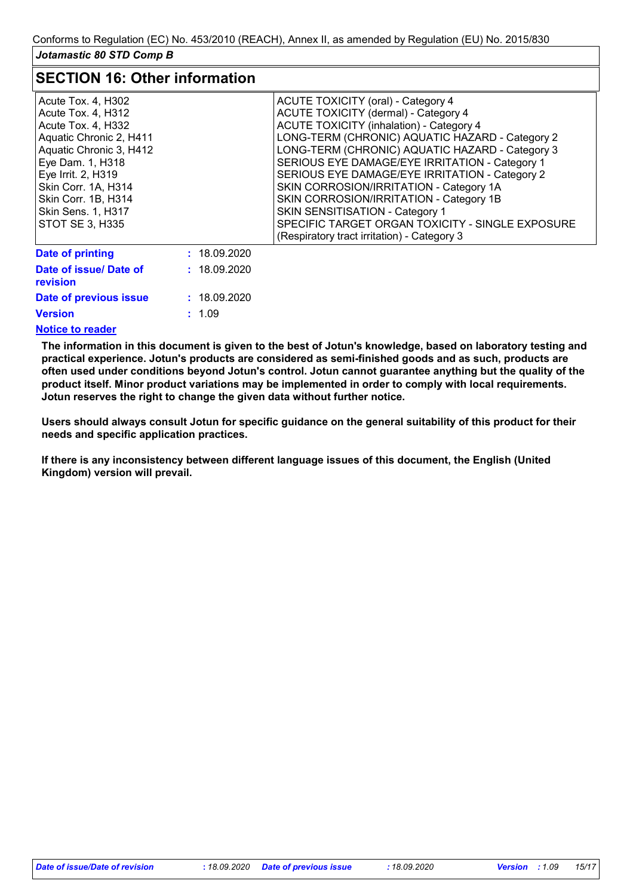## SECTION 16: Other information

| | |
|---|---|
| Acute Tox. 4, H302 | ACUTE TOXICITY (oral) - Category 4 |
| Acute Tox. 4, H312 | ACUTE TOXICITY (dermal) - Category 4 |
| Acute Tox. 4, H332 | ACUTE TOXICITY (inhalation) - Category 4 |
| Aquatic Chronic 2, H411 | LONG-TERM (CHRONIC) AQUATIC HAZARD - Category 2 |
| Aquatic Chronic 3, H412 | LONG-TERM (CHRONIC) AQUATIC HAZARD - Category 3 |
| Eye Dam. 1, H318 | SERIOUS EYE DAMAGE/EYE IRRITATION - Category 1 |
| Eye Irrit. 2, H319 | SERIOUS EYE DAMAGE/EYE IRRITATION - Category 2 |
| Skin Corr. 1A, H314 | SKIN CORROSION/IRRITATION - Category 1A |
| Skin Corr. 1B, H314 | SKIN CORROSION/IRRITATION - Category 1B |
| Skin Sens. 1, H317 | SKIN SENSITISATION - Category 1 |
| STOT SE 3, H335 | SPECIFIC TARGET ORGAN TOXICITY - SINGLE EXPOSURE (Respiratory tract irritation) - Category 3 |

**Date of printing** : 18.09.2020

**Date of issue/ Date of revision** : 18.09.2020

**Date of previous issue** : 18.09.2020

**Version** : 1.09

**Notice to reader**

**The information in this document is given to the best of Jotun's knowledge, based on laboratory testing and practical experience. Jotun's products are considered as semi-finished goods and as such, products are often used under conditions beyond Jotun's control. Jotun cannot guarantee anything but the quality of the product itself. Minor product variations may be implemented in order to comply with local requirements. Jotun reserves the right to change the given data without further notice.**

**Users should always consult Jotun for specific guidance on the general suitability of this product for their needs and specific application practices.**

**If there is any inconsistency between different language issues of this document, the English (United Kingdom) version will prevail.**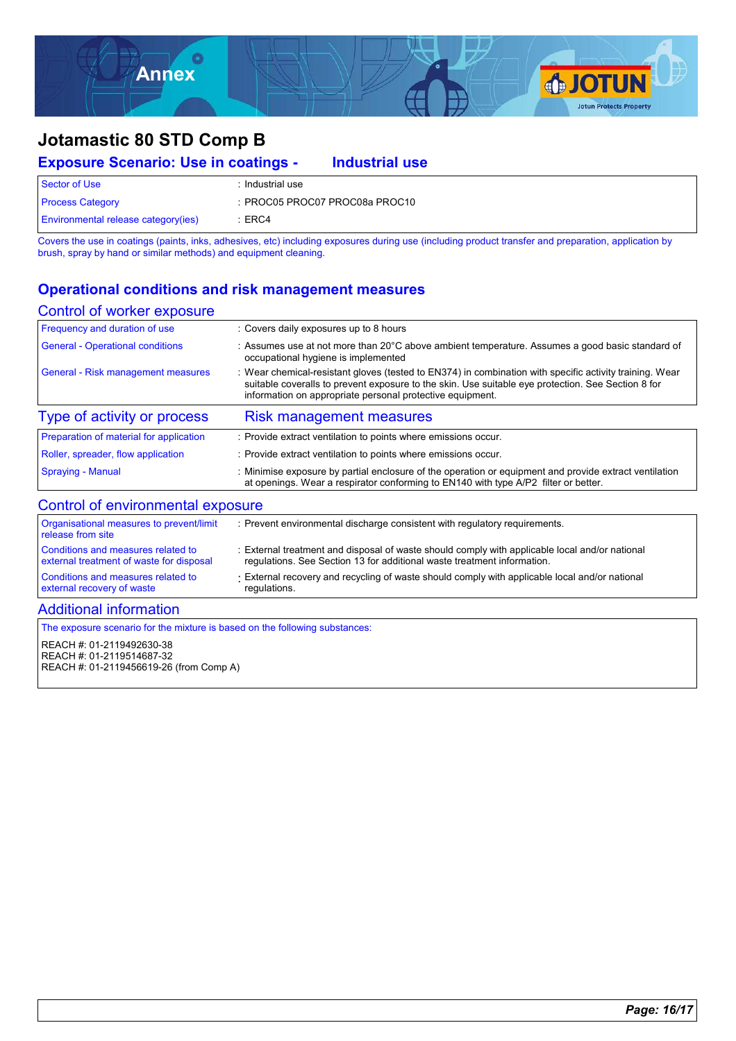# Annex

# Jotamastic 80 STD Comp B

## Exposure Scenario: Use in coatings - Industrial use

| | |
|---|---|
| Sector of Use | : Industrial use |
| Process Category | : PROC05 PROC07 PROC08a PROC10 |
| Environmental release category(ies) | : ERC4 |

Covers the use in coatings (paints, inks, adhesives, etc) including exposures during use (including product transfer and preparation, application by brush, spray by hand or similar methods) and equipment cleaning.

## Operational conditions and risk management measures

### Control of worker exposure

| | |
|---|---|
| Frequency and duration of use | : Covers daily exposures up to 8 hours |
| General - Operational conditions | : Assumes use at not more than 20°C above ambient temperature. Assumes a good standard of occupational hygiene is implemented |
| General - Risk management measures | : Wear chemical-resistant gloves (tested to EN374) in combination with specific activity training. Wear suitable coveralls to prevent exposure to the skin. Use suitable eye protection. See Section 8 for information on appropriate personal protective equipment. |

| Type of activity or process | Risk management measures |
|---|---|
| Preparation of material for application | : Provide extract ventilation to points where emissions occur. |
| Roller, spreader, flow application | : Provide extract ventilation to points where emissions occur. |
| Spraying - Manual | : Minimise exposure by partial enclosure of the operation or equipment and provide extract ventilation at openings. Wear a respirator conforming to EN140 with type A/P2 filter or better. |

### Control of environmental exposure

| | |
|---|---|
| Organisational measures to prevent/limit release from site | : Prevent environmental discharge consistent with regulatory requirements. |
| Conditions and measures related to external treatment of waste for disposal | : External treatment and disposal of waste should comply with applicable local and/or national regulations. See Section 13 for additional waste treatment information. |
| Conditions and measures related to external recovery of waste | : External recovery and recycling of waste should comply with applicable local and/or national regulations. |

### Additional information

The exposure scenario for the mixture is based on the following substances:

REACH #: 01-2119492630-38
REACH #: 01-2119514687-32
REACH #: 01-2119456619-26 (from Comp A)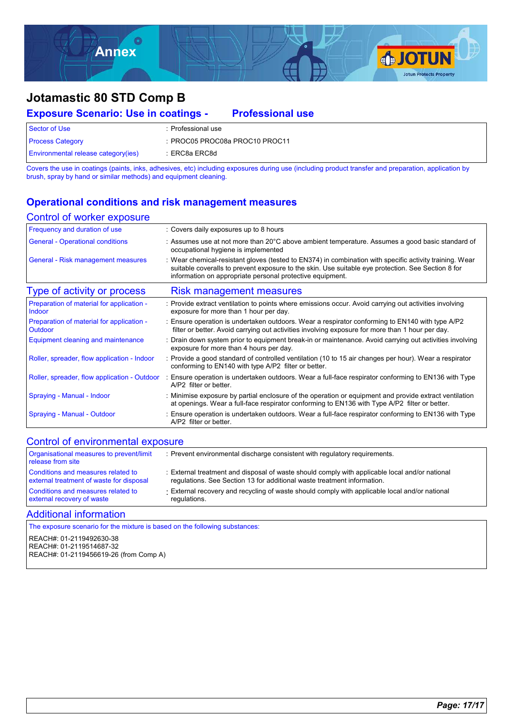# Jotamastic 80 STD Comp B

## Exposure Scenario: Use in coatings - Professional use

| | |
|---|---|
| Sector of Use | : Professional use |
| Process Category | : PROC05 PROC08a PROC10 PROC11 |
| Environmental release category(ies) | : ERC8a ERC8d |

Covers the use in coatings (paints, inks, adhesives, etc) including exposures during use (including product transfer and preparation, application by brush, spray by hand or similar methods) and equipment cleaning.

## Operational conditions and risk management measures

### Control of worker exposure

| | |
|---|---|
| Frequency and duration of use | : Covers daily exposures up to 8 hours |
| General - Operational conditions | : Assumes use at not more than 20°C above ambient temperature. Assumes a good basic standard of occupational hygiene is implemented |
| General - Risk management measures | : Wear chemical-resistant gloves (tested to EN374) in combination with specific activity training. Wear suitable coveralls to prevent exposure to the skin. Use suitable eye protection. See Section 8 for information on appropriate personal protective equipment. |

| Type of activity or process | Risk management measures |
|---|---|
| Preparation of material for application - Indoor | : Provide extract ventilation to points where emissions occur. Avoid carrying out activities involving exposure for more than 1 hour per day. |
| Preparation of material for application - Outdoor | : Ensure operation is undertaken outdoors. Wear a respirator conforming to EN140 with type A/P2 filter or better. Avoid carrying out activities involving exposure for more than 1 hour per day. |
| Equipment cleaning and maintenance | : Drain down system prior to equipment break-in or maintenance. Avoid carrying out activities involving exposure for more than 4 hours per day. |
| Roller, spreader, flow application - Indoor | : Provide a good standard of controlled ventilation (10 to 15 air changes per hour). Wear a respirator conforming to EN140 with type A/P2 filter or better. |
| Roller, spreader, flow application - Outdoor | : Ensure operation is undertaken outdoors. Wear a full-face respirator conforming to EN136 with Type A/P2 filter or better. |
| Spraying - Manual - Indoor | : Minimise exposure by partial enclosure of the operation or equipment and provide extract ventilation at openings. Wear a full-face respirator conforming to EN136 with Type A/P2 filter or better. |
| Spraying - Manual - Outdoor | : Ensure operation is undertaken outdoors. Wear a full-face respirator conforming to EN136 with Type A/P2 filter or better. |

### Control of environmental exposure

| | |
|---|---|
| Organisational measures to prevent/limit release from site | : Prevent environmental discharge consistent with regulatory requirements. |
| Conditions and measures related to external treatment of waste for disposal | : External treatment and disposal of waste should comply with applicable local and/or national regulations. See Section 13 for additional waste treatment information. |
| Conditions and measures related to external recovery of waste | : External recovery and recycling of waste should comply with applicable local and/or national regulations. |

### Additional information

The exposure scenario for the mixture is based on the following substances:

REACH#: 01-2119492630-38
REACH#: 01-2119514687-32
REACH#: 01-2119456619-26 (from Comp A)